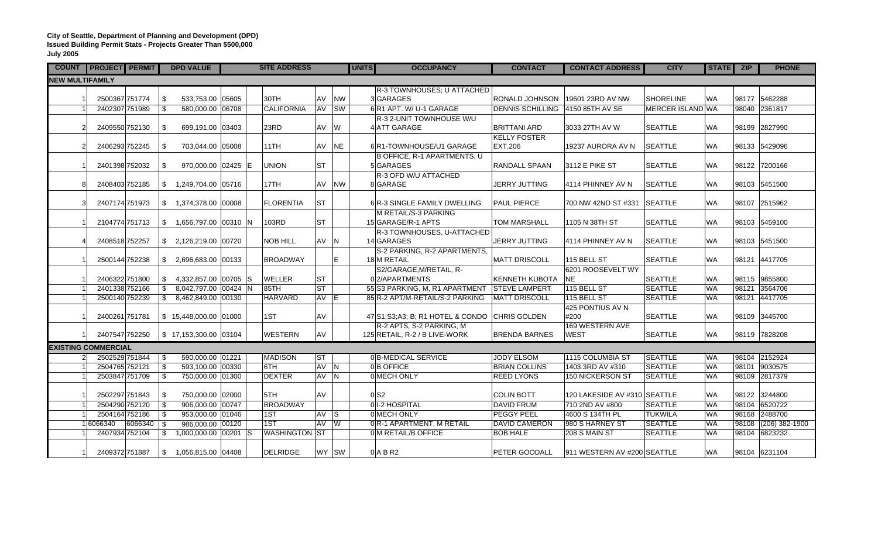**City of Seattle, Department of Planning and Development (DPD)**
**Issued Building Permit Stats - Projects Greater Than $500,000**
**July 2005**

| COUNT | PROJECT | PERMIT | DPD VALUE | SITE ADDRESS | | | | | UNITS | OCCUPANCY | CONTACT | CONTACT ADDRESS | CITY | STATE | ZIP | PHONE |
|---|---|---|---|---|---|---|---|---|---|---|---|---|---|---|---|---|
| **NEW MULTIFAMILY** | | | | | | | | | | | | | | | | |
| 1 | 2500367 | 751774 | $ 533,753.00 | 05605 | | 30TH | AV | NW | 3 | R-3 TOWNHOUSES; U ATTACHED GARAGES | RONALD JOHNSON | 19601 23RD AV NW | SHORELINE | WA | 98177 | 5462288 |
| 1 | 2402307 | 751989 | $ 580,000.00 | 06708 | | CALIFORNIA | AV | SW | 6 | R1 APT. W/ U-1 GARAGE | DENNIS SCHILLING | 4150 85TH AV SE | MERCER ISLAND | WA | 98040 | 2361817 |
| 2 | 2409550 | 752130 | $ 699,191.00 | 03403 | | 23RD | AV | W | 4 | R-3 2-UNIT TOWNHOUSE W/U ATT GARAGE | BRITTANI ARD | 3033 27TH AV W | SEATTLE | WA | 98199 | 2827990 |
| 2 | 2406293 | 752245 | $ 703,044.00 | 05008 | | 11TH | AV | NE | 6 | R1-TOWNHOUSE/U1 GARAGE | KELLY FOSTER EXT.206 | 19237 AURORA AV N | SEATTLE | WA | 98133 | 5429096 |
| 1 | 2401398 | 752032 | $ 970,000.00 | 02425 | E | UNION | ST | | 5 | B OFFICE, R-1 APARTMENTS, U GARAGES | RANDALL SPAAN | 3112 E PIKE ST | SEATTLE | WA | 98122 | 7200166 |
| 8 | 2408403 | 752185 | $ 1,249,704.00 | 05716 | | 17TH | AV | NW | 8 | R-3 OFD W/U ATTACHED GARAGE | JERRY JUTTING | 4114 PHINNEY AV N | SEATTLE | WA | 98103 | 5451500 |
| 3 | 2407174 | 751973 | $ 1,374,378.00 | 00008 | | FLORENTIA | ST | | 6 | R-3 SINGLE FAMILY DWELLING | PAUL PIERCE | 700 NW 42ND ST #331 | SEATTLE | WA | 98107 | 2515962 |
| 1 | 2104774 | 751713 | $ 1,656,797.00 | 00310 | N | 103RD | ST | | 15 | M RETAIL/S-3 PARKING GARAGE/R-1 APTS | TOM MARSHALL | 1105 N 38TH ST | SEATTLE | WA | 98103 | 5459100 |
| 4 | 2408518 | 752257 | $ 2,126,219.00 | 00720 | | NOB HILL | AV | N | 14 | R-3 TOWNHOUSES, U-ATTACHED GARAGES | JERRY JUTTING | 4114 PHINNEY AV N | SEATTLE | WA | 98103 | 5451500 |
| 1 | 2500144 | 752238 | $ 2,696,683.00 | 00133 | | BROADWAY | | E | 18 | S-2 PARKING, R-2 APARTMENTS, M RETAIL | MATT DRISCOLL | 115 BELL ST | SEATTLE | WA | 98121 | 4417705 |
| 1 | 2406322 | 751800 | $ 4,332,857.00 | 00705 | S | WELLER | ST | | 0 | S2/GARAGE,M/RETAIL, R-2/APARTMENTS | KENNETH KUBOTA | 6201 ROOSEVELT WY NE | SEATTLE | WA | 98115 | 9855800 |
| 1 | 2401338 | 752166 | $ 8,042,797.00 | 00424 | N | 85TH | ST | | 55 | S3 PARKING, M, R1 APARTMENT | STEVE LAMPERT | 115 BELL ST | SEATTLE | WA | 98121 | 3564706 |
| 1 | 2500140 | 752239 | $ 8,462,849.00 | 00130 | | HARVARD | AV | E | 85 | R-2 APT/M-RETAIL/S-2 PARKING | MATT DRISCOLL | 115 BELL ST | SEATTLE | WA | 98121 | 4417705 |
| 1 | 2400261 | 751781 | $ 15,448,000.00 | 01000 | | 1ST | AV | | 47 | S1;S3;A3; B; R1 HOTEL & CONDO | CHRIS GOLDEN | 425 PONTIUS AV N #200 | SEATTLE | WA | 98109 | 3445700 |
| 1 | 2407547 | 752250 | $ 17,153,300.00 | 03104 | | WESTERN | AV | | 125 | R-2 APTS, S-2 PARKING, M RETAIL, R-2 / B LIVE-WORK | BRENDA BARNES | 169 WESTERN AVE WEST | SEATTLE | WA | 98119 | 7828208 |
| **EXISTING COMMERCIAL** | | | | | | | | | | | | | | | | |
| 2 | 2502529 | 751844 | $ 590,000.00 | 01221 | | MADISON | ST | | 0 | B-MEDICAL SERVICE | JODY ELSOM | 1115 COLUMBIA ST | SEATTLE | WA | 98104 | 2152924 |
| 1 | 2504765 | 752121 | $ 593,100.00 | 00330 | | 6TH | AV | N | 0 | B OFFICE | BRIAN COLLINS | 1403 3RD AV #310 | SEATTLE | WA | 98101 | 9030575 |
| 1 | 2503847 | 751709 | $ 750,000.00 | 01300 | | DEXTER | AV | N | 0 | MECH ONLY | REED LYONS | 150 NICKERSON ST | SEATTLE | WA | 98109 | 2817379 |
| 1 | 2502297 | 751843 | $ 750,000.00 | 02000 | | 5TH | AV | | 0 | S2 | COLIN BOTT | 120 LAKESIDE AV #310 | SEATTLE | WA | 98122 | 3244800 |
| 1 | 2504290 | 752120 | $ 906,000.00 | 00747 | | BROADWAY | | | 0 | I-2 HOSPITAL | DAVID FRUM | 710 2ND AV #800 | SEATTLE | WA | 98104 | 6520722 |
| 1 | 2504164 | 752186 | $ 953,000.00 | 01046 | | 1ST | AV | S | 0 | MECH ONLY | PEGGY PEEL | 4600 S 134TH PL | TUKWILA | WA | 98168 | 2488700 |
| 1 | 6066340 | 6066340 | $ 986,000.00 | 00120 | | 1ST | AV | W | 0 | R-1 APARTMENT, M RETAIL | DAVID CAMERON | 980 S HARNEY ST | SEATTLE | WA | 98108 | (206) 382-1900 |
| 1 | 2407934 | 752104 | $ 1,000,000.00 | 00201 | S | WASHINGTON | ST | | 0 | M RETAIL/B OFFICE | BOB HALE | 208 S MAIN ST | SEATTLE | WA | 98104 | 6823232 |
| 1 | 2409372 | 751887 | $ 1,056,815.00 | 04408 | | DELRIDGE | WY | SW | 0 | A B R2 | PETER GOODALL | 911 WESTERN AV #200 | SEATTLE | WA | 98104 | 6231104 |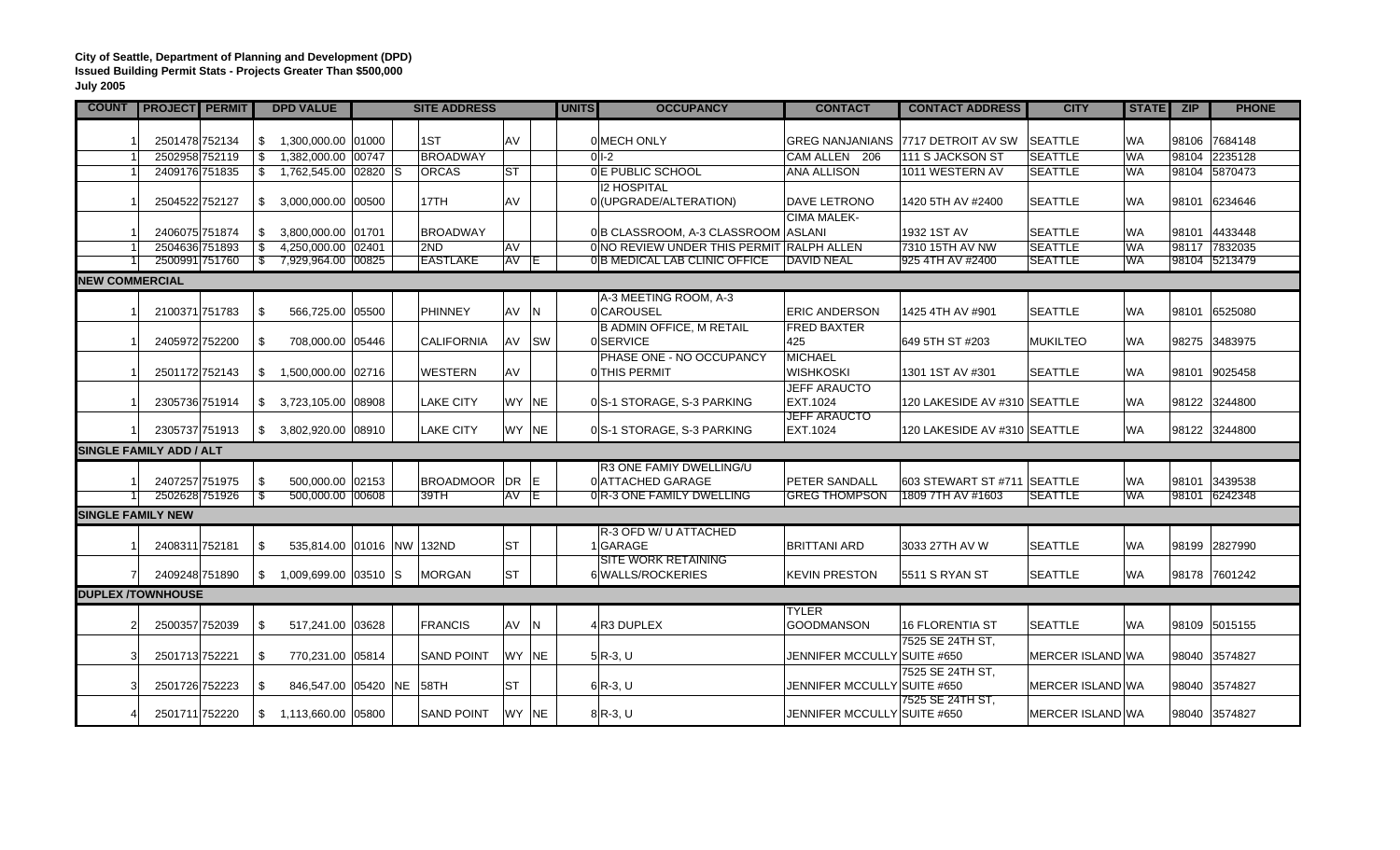**City of Seattle, Department of Planning and Development (DPD)**
**Issued Building Permit Stats - Projects Greater Than $500,000**
**July 2005**

| COUNT | PROJECT | PERMIT | DPD VALUE | SITE ADDRESS | | | | | UNITS | OCCUPANCY | CONTACT | CONTACT ADDRESS | CITY | STATE | ZIP | PHONE |
|---|---|---|---|---|---|---|---|---|---|---|---|---|---|---|---|---|
| 1 | 2501478 | 752134 | $ 1,300,000.00 | 01000 | | 1ST | AV | | 0 | MECH ONLY | GREG NANJANIANS | 7717 DETROIT AV SW | SEATTLE | WA | 98106 | 7684148 |
| 1 | 2502958 | 752119 | $ 1,382,000.00 | 00747 | | BROADWAY | | | 0 | I-2 | CAM ALLEN 206 | 111 S JACKSON ST | SEATTLE | WA | 98104 | 2235128 |
| 1 | 2409176 | 751835 | $ 1,762,545.00 | 02820 | S | ORCAS | ST | | 0 | E PUBLIC SCHOOL | ANA ALLISON | 1011 WESTERN AV | SEATTLE | WA | 98104 | 5870473 |
| 1 | 2504522 | 752127 | $ 3,000,000.00 | 00500 | | 17TH | AV | | 0 | I2 HOSPITAL (UPGRADE/ALTERATION) | DAVE LETRONO | 1420 5TH AV #2400 | SEATTLE | WA | 98101 | 6234646 |
| 1 | 2406075 | 751874 | $ 3,800,000.00 | 01701 | | BROADWAY | | | 0 | B CLASSROOM, A-3 CLASSROOM | CIMA MALEK-ASLANI | 1932 1ST AV | SEATTLE | WA | 98101 | 4433448 |
| 1 | 2504636 | 751893 | $ 4,250,000.00 | 02401 | | 2ND | AV | | 0 | NO REVIEW UNDER THIS PERMIT | RALPH ALLEN | 7310 15TH AV NW | SEATTLE | WA | 98117 | 7832035 |
| 1 | 2500991 | 751760 | $ 7,929,964.00 | 00825 | | EASTLAKE | AV | E | 0 | B MEDICAL LAB CLINIC OFFICE | DAVID NEAL | 925 4TH AV #2400 | SEATTLE | WA | 98104 | 5213479 |
| **NEW COMMERCIAL** | | | | | | | | | | | | | | | | |
| 1 | 2100371 | 751783 | $ 566,725.00 | 05500 | | PHINNEY | AV | N | 0 | A-3 MEETING ROOM, A-3 CAROUSEL | ERIC ANDERSON | 1425 4TH AV #901 | SEATTLE | WA | 98101 | 6525080 |
| 1 | 2405972 | 752200 | $ 708,000.00 | 05446 | | CALIFORNIA | AV | SW | 0 | B ADMIN OFFICE, M RETAIL SERVICE | FRED BAXTER 425 | 649 5TH ST #203 | MUKILTEO | WA | 98275 | 3483975 |
| 1 | 2501172 | 752143 | $ 1,500,000.00 | 02716 | | WESTERN | AV | | 0 | PHASE ONE - NO OCCUPANCY THIS PERMIT | MICHAEL WISHKOSKI | 1301 1ST AV #301 | SEATTLE | WA | 98101 | 9025458 |
| 1 | 2305736 | 751914 | $ 3,723,105.00 | 08908 | | LAKE CITY | WY | NE | 0 | S-1 STORAGE, S-3 PARKING | JEFF ARAUCTO EXT.1024 | 120 LAKESIDE AV #310 | SEATTLE | WA | 98122 | 3244800 |
| 1 | 2305737 | 751913 | $ 3,802,920.00 | 08910 | | LAKE CITY | WY | NE | 0 | S-1 STORAGE, S-3 PARKING | JEFF ARAUCTO EXT.1024 | 120 LAKESIDE AV #310 | SEATTLE | WA | 98122 | 3244800 |
| **SINGLE FAMILY ADD / ALT** | | | | | | | | | | | | | | | | |
| 1 | 2407257 | 751975 | $ 500,000.00 | 02153 | | BROADMOOR | DR | E | 0 | R3 ONE FAMIY DWELLING/U ATTACHED GARAGE | PETER SANDALL | 603 STEWART ST #711 | SEATTLE | WA | 98101 | 3439538 |
| 1 | 2502628 | 751926 | $ 500,000.00 | 00608 | | 39TH | AV | E | 0 | R-3 ONE FAMILY DWELLING | GREG THOMPSON | 1809 7TH AV #1603 | SEATTLE | WA | 98101 | 6242348 |
| **SINGLE FAMILY NEW** | | | | | | | | | | | | | | | | |
| 1 | 2408311 | 752181 | $ 535,814.00 | 01016 | NW | 132ND | ST | | 1 | R-3 OFD W/ U ATTACHED GARAGE | BRITTANI ARD | 3033 27TH AV W | SEATTLE | WA | 98199 | 2827990 |
| 7 | 2409248 | 751890 | $ 1,009,699.00 | 03510 | S | MORGAN | ST | | 6 | SITE WORK RETAINING WALLS/ROCKERIES | KEVIN PRESTON | 5511 S RYAN ST | SEATTLE | WA | 98178 | 7601242 |
| **DUPLEX /TOWNHOUSE** | | | | | | | | | | | | | | | | |
| 2 | 2500357 | 752039 | $ 517,241.00 | 03628 | | FRANCIS | AV | N | 4 | R3 DUPLEX | TYLER GOODMANSON | 16 FLORENTIA ST | SEATTLE | WA | 98109 | 5015155 |
| 3 | 2501713 | 752221 | $ 770,231.00 | 05814 | | SAND POINT | WY | NE | 5 | R-3, U | JENNIFER MCCULLY | 7525 SE 24TH ST, SUITE #650 | MERCER ISLAND | WA | 98040 | 3574827 |
| 3 | 2501726 | 752223 | $ 846,547.00 | 05420 | NE | 58TH | ST | | 6 | R-3, U | JENNIFER MCCULLY | 7525 SE 24TH ST, SUITE #650 | MERCER ISLAND | WA | 98040 | 3574827 |
| 4 | 2501711 | 752220 | $ 1,113,660.00 | 05800 | | SAND POINT | WY | NE | 8 | R-3, U | JENNIFER MCCULLY | 7525 SE 24TH ST, SUITE #650 | MERCER ISLAND | WA | 98040 | 3574827 |